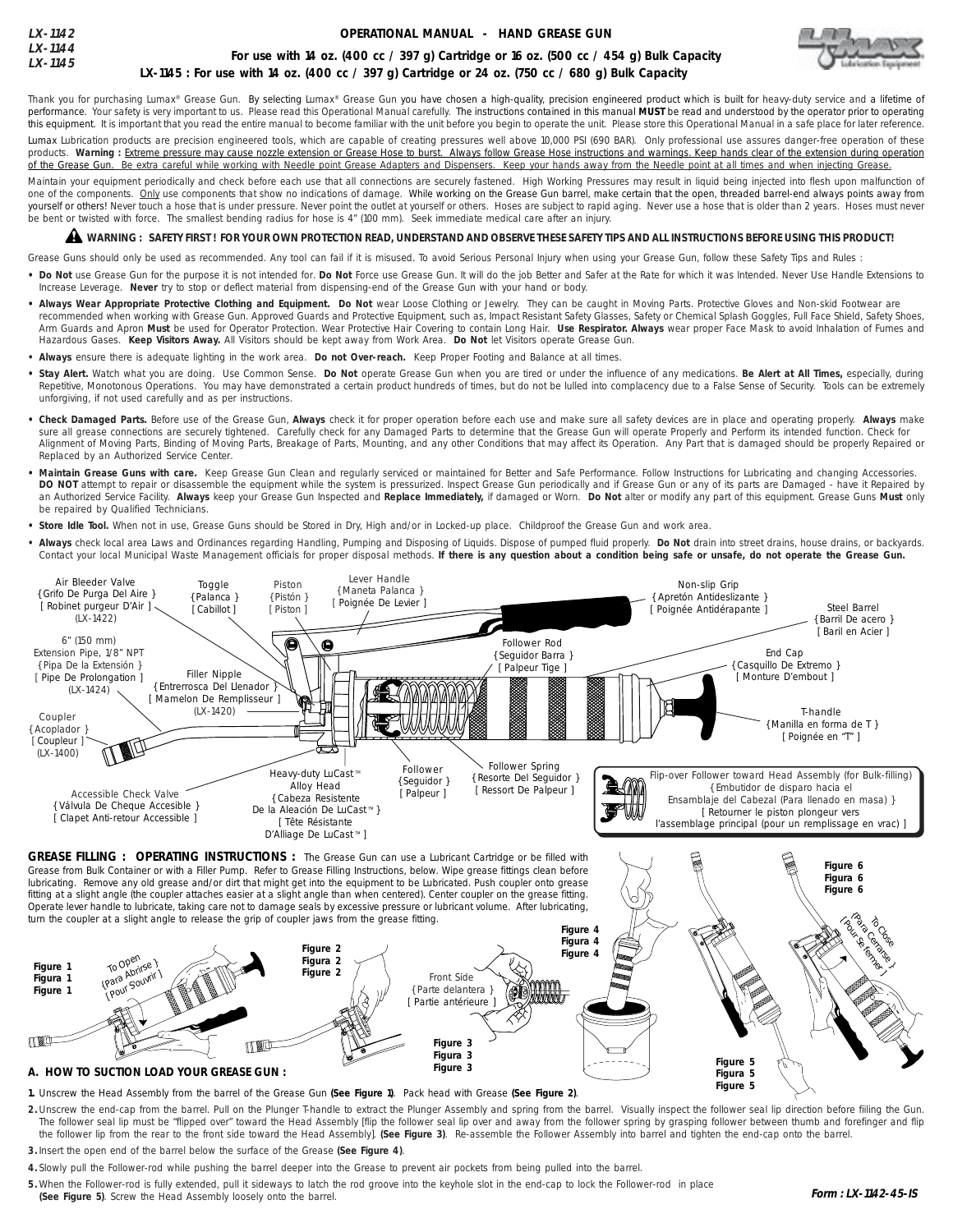LX-1142
LX-1144
LX-1145

# OPERATIONAL MANUAL - HAND GREASE GUN

**For use with 14 oz. (400 cc / 397 g) Cartridge or 16 oz. (500 cc / 454 g) Bulk Capacity**

**LX-1145 : For use with 14 oz. (400 cc / 397 g) Cartridge or 24 oz. (750 cc / 680 g) Bulk Capacity**

Thank you for purchasing Lumax® Grease Gun. By selecting Lumax® Grease Gun you have chosen a high-quality, precision engineered product which is built for heavy-duty service and a lifetime of performance. Your safety is very important to us. Please read this Operational Manual carefully. The instructions contained in this manual **MUST** be read and understood by the operator prior to operating this equipment. It is important that you read the entire manual to become familiar with the unit before you begin to operate the unit. Please store this Operational Manual in a safe place for later reference.

Lumax Lubrication products are precision engineered tools, which are capable of creating pressures well above 10,000 PSI (690 BAR). Only professional use assures danger-free operation of these products. **Warning :** Extreme pressure may cause nozzle extension or Grease Hose to burst. Always follow Grease Hose instructions and warnings. Keep hands clear of the extension during operation of the Grease Gun. Be extra careful while working with Needle point Grease Adapters and Dispensers. Keep your hands away from the Needle point at all times and when injecting Grease.

Maintain your equipment periodically and check before each use that all connections are securely fastened. High Working Pressures may result in liquid being injected into flesh upon malfunction of one of the components. Only use components that show no indications of damage. While working on the Grease Gun barrel, make certain that the open, threaded barrel-end always points away from yourself or others! Never touch a hose that is under pressure. Never point the outlet at yourself or others. Hoses are subject to rapid aging. Never use a hose that is older than 2 years. Hoses must never be bent or twisted with force. The smallest bending radius for hose is 4" (100 mm). Seek immediate medical care after an injury.

**WARNING : SAFETY FIRST ! FOR YOUR OWN PROTECTION READ, UNDERSTAND AND OBSERVE THESE SAFETY TIPS AND ALL INSTRUCTIONS BEFORE USING THIS PRODUCT!**

Grease Guns should only be used as recommended. Any tool can fail if it is misused. To avoid Serious Personal Injury when using your Grease Gun, follow these Safety Tips and Rules :

- **Do Not** use Grease Gun for the purpose it is not intended for. **Do Not** Force use Grease Gun. It will do the job Better and Safer at the Rate for which it was Intended. Never Use Handle Extensions to Increase Leverage. **Never** try to stop or deflect material from dispensing-end of the Grease Gun with your hand or body.
- **Always Wear Appropriate Protective Clothing and Equipment. Do Not** wear Loose Clothing or Jewelry. They can be caught in Moving Parts. Protective Gloves and Non-skid Footwear are recommended when working with Grease Gun. Approved Guards and Protective Equipment, such as, Impact Resistant Safety Glasses, Safety or Chemical Splash Goggles, Full Face Shield, Safety Shoes, Arm Guards and Apron **Must** be used for Operator Protection. Wear Protective Hair Covering to contain Long Hair. **Use Respirator. Always** wear proper Face Mask to avoid Inhalation of Fumes and Hazardous Gases. **Keep Visitors Away.** All Visitors should be kept away from Work Area. **Do Not** let Visitors operate Grease Gun.
- **Always** ensure there is adequate lighting in the work area. **Do not Over-reach.** Keep Proper Footing and Balance at all times.
- **Stay Alert.** Watch what you are doing. Use Common Sense. **Do Not** operate Grease Gun when you are tired or under the influence of any medications. **Be Alert at All Times,** especially, during Repetitive, Monotonous Operations. You may have demonstrated a certain product hundreds of times, but do not be lulled into complacency due to a False Sense of Security. Tools can be extremely unforgiving, if not used carefully and as per instructions.
- **Check Damaged Parts.** Before use of the Grease Gun, **Always** check it for proper operation before each use and make sure all safety devices are in place and operating properly. **Always** make sure all grease connections are securely tightened. Carefully check for any Damaged Parts to determine that the Grease Gun will operate Properly and Perform its intended function. Check for Alignment of Moving Parts, Binding of Moving Parts, Breakage of Parts, Mounting, and any other Conditions that may affect its Operation. Any Part that is damaged should be properly Repaired or Replaced by an Authorized Service Center.
- **Maintain Grease Guns with care.** Keep Grease Gun Clean and regularly serviced or maintained for Better and Safe Performance. Follow Instructions for Lubricating and changing Accessories. **DO NOT** attempt to repair or disassemble the equipment while the system is pressurized. Inspect Grease Gun periodically and if Grease Gun or any of its parts are Damaged - have it Repaired by an Authorized Service Facility. **Always** keep your Grease Gun Inspected and **Replace Immediately,** if damaged or Worn. **Do Not** alter or modify any part of this equipment. Grease Guns **Must** only be repaired by Qualified Technicians.
- **Store Idle Tool.** When not in use, Grease Guns should be Stored in Dry, High and/or in Locked-up place. Childproof the Grease Gun and work area.
- **Always** check local area Laws and Ordinances regarding Handling, Pumping and Disposing of Liquids. Dispose of pumped fluid properly. **Do Not** drain into street drains, house drains, or backyards. Contact your local Municipal Waste Management officials for proper disposal methods. **If there is any question about a condition being safe or unsafe, do not operate the Grease Gun.**

Air Bleeder Valve {Grifo De Purga Del Aire} [Robinet purgeur D'Air] (LX-1422); Toggle {Palanca} [Cabillot]; Piston {Pistón} [Piston]; Lever Handle {Maneta Palanca} [Poignée De Levier]; Non-slip Grip {Apretón Antideslizante} [Poignée Antidérapante]; Steel Barrel {Barril De acero} [Baril en Acier]; 6" (150 mm) Extension Pipe, 1/8" NPT {Pipa De la Extensión} [Pipe De Prolongation] (LX-1424); Filler Nipple {Entrerrosca Del Llenador} [Mamelon De Remplisseur] (LX-1420); Follower Rod {Seguidor Barra} [Palpeur Tige]; End Cap {Casquillo De Extremo} [Monture D'embout]; T-handle {Manilla en forma de T} [Poignée en "T"]; Coupler {Acoplador} [Coupleur] (LX-1400); Accessible Check Valve {Válvula De Cheque Accesible} [Clapet Anti-retour Accessible]; Heavy-duty LuCast™ Alloy Head {Cabeza Resistente De la Aleación De LuCast™} [Tête Résistante D'Alliage De LuCast™]; Follower {Seguidor} [Palpeur]; Follower Spring {Resorte Del Seguidor} [Ressort De Palpeur]

Flip-over Follower toward Head Assembly (for Bulk-filling) {Embutidor de disparo hacia el Ensamblaje del Cabezal (Para llenado en masa)} [Retourner le piston plongeur vers l'assemblage principal (pour un remplissage en vrac)]

**GREASE FILLING : OPERATING INSTRUCTIONS :** The Grease Gun can use a Lubricant Cartridge or be filled with Grease from Bulk Container or with a Filler Pump. Refer to Grease Filling Instructions, below. Wipe grease fittings clean before lubricating. Remove any old grease and/or dirt that might get into the equipment to be lubricated. Push coupler onto grease fitting at a slight angle (the coupler attaches easier at a slight angle than when centered). Center coupler on the grease fitting. Operate lever handle to lubricate, taking care not to damage seals by excessive pressure or lubricant volume. After lubricating, turn the coupler at a slight angle to release the grip of coupler jaws from the grease fitting.

Figure 1 / Figura 1 / Figure 1 — To Open {Para Abrirse} [Pour Souvrir]

Figure 2 / Figura 2 / Figure 2

Figure 3 / Figura 3 / Figure 3 — Front Side {Parte delantera} [Partie antérieure]

Figure 4 / Figura 4 / Figure 4

Figure 5 / Figura 5 / Figure 5

Figure 6 / Figura 6 / Figure 6 — To Close {Para Cerrarse} [Pour Se fermer]

### A. HOW TO SUCTION LOAD YOUR GREASE GUN :

1. Unscrew the Head Assembly from the barrel of the Grease Gun **(See Figure 1)**. Pack head with Grease **(See Figure 2)**.
2. Unscrew the end-cap from the barrel. Pull on the Plunger T-handle to extract the Plunger Assembly and spring from the barrel. Visually inspect the follower seal lip direction before filling the Gun. The follower seal lip must be "flipped over" toward the Head Assembly [flip the follower seal lip over and away from the follower spring by grasping follower between thumb and forefinger and flip the follower lip from the rear to the front side toward the Head Assembly]. **(See Figure 3)**. Re-assemble the Follower Assembly into barrel and tighten the end-cap onto the barrel.
3. Insert the open end of the barrel below the surface of the Grease **(See Figure 4)**.
4. Slowly pull the Follower-rod while pushing the barrel deeper into the Grease to prevent air pockets from being pulled into the barrel.
5. When the Follower-rod is fully extended, pull it sideways to latch the rod groove into the keyhole slot in the end-cap to lock the Follower-rod in place **(See Figure 5)**. Screw the Head Assembly loosely onto the barrel.

**Form : LX-1142-45-IS**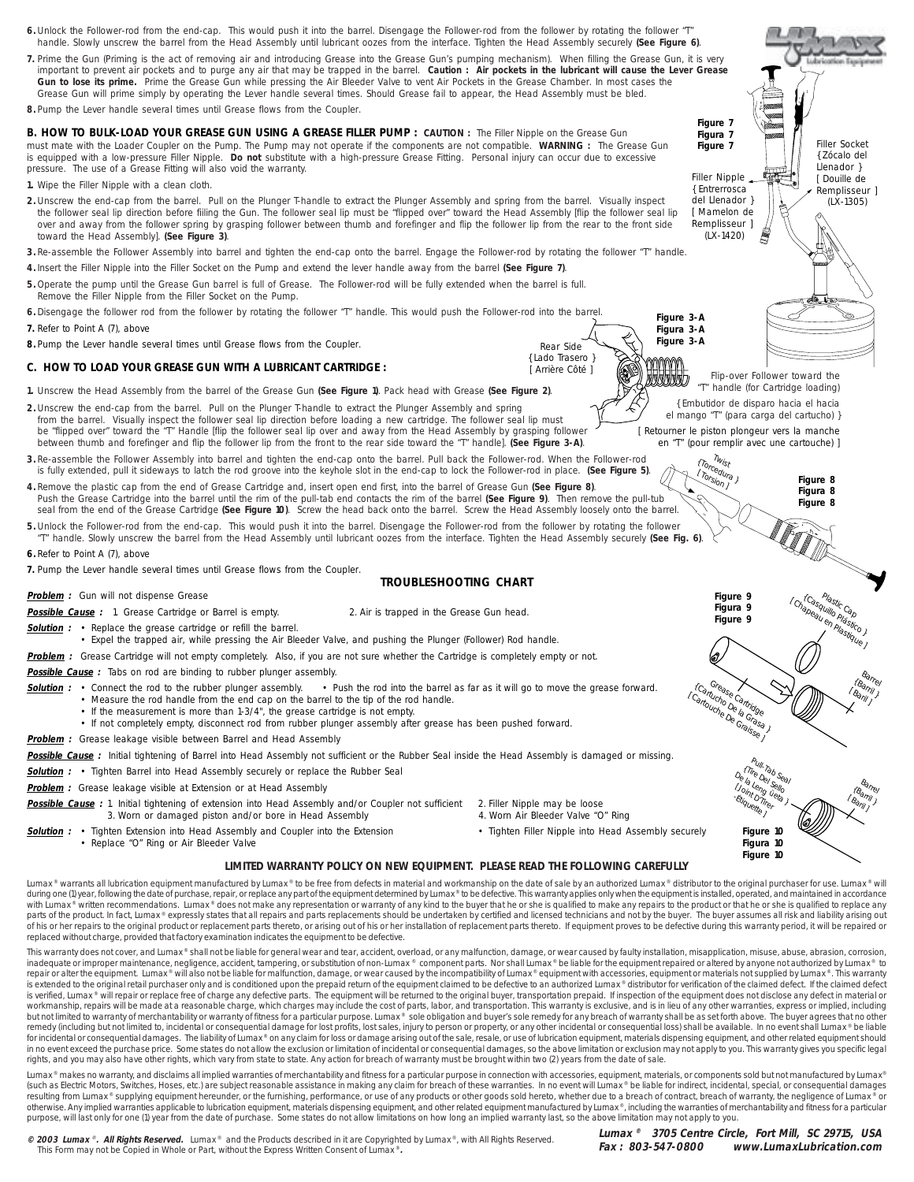**6.** Unlock the Follower-rod from the end-cap. This would push it into the barrel. Disengage the Follower-rod from the follower by rotating the follower "T" handle. Slowly unscrew the barrel from the Head Assembly until lubricant oozes from the interface. Tighten the Head Assembly securely **(See Figure 6)**.

**7.** Prime the Gun (Priming is the act of removing air and introducing Grease into the Grease Gun's pumping mechanism). When filling the Grease Gun, it is very important to prevent air pockets and to purge any air that may be trapped in the barrel. **Caution : Air pockets in the lubricant will cause the Lever Grease Gun to lose its prime.** Prime the Grease Gun while pressing the Air Bleeder Valve to vent Air Pockets in the Grease Chamber. In most cases the Grease Gun will prime simply by operating the Lever handle several times. Should Grease fail to appear, the Head Assembly must be bled.

**8.** Pump the Lever handle several times until Grease flows from the Coupler.

### B. HOW TO BULK-LOAD YOUR GREASE GUN USING A GREASE FILLER PUMP :

**CAUTION :** The Filler Nipple on the Grease Gun must mate with the Loader Coupler on the Pump. The Pump may not operate if the components are not compatible. **WARNING :** The Grease Gun is equipped with a low-pressure Filler Nipple. **Do not** substitute with a high-pressure Grease Fitting. Personal injury can occur due to excessive pressure. The use of a Grease Fitting will also void the warranty.

**1.** Wipe the Filler Nipple with a clean cloth.

**2.** Unscrew the end-cap from the barrel. Pull on the Plunger T-handle to extract the Plunger Assembly and spring from the barrel. Visually inspect the follower seal lip direction before filling the Gun. The follower seal lip must be "flipped over" toward the Head Assembly [flip the follower seal lip over and away from the follower spring by grasping follower between thumb and forefinger and flip the follower lip from the rear to the front side toward the Head Assembly]. **(See Figure 3)**.

**3.** Re-assemble the Follower Assembly into barrel and tighten the end-cap onto the barrel. Engage the Follower-rod by rotating the follower "T" handle.

**4.** Insert the Filler Nipple into the Filler Socket on the Pump and extend the lever handle away from the barrel **(See Figure 7)**.

**5.** Operate the pump until the Grease Gun barrel is full of Grease. The Follower-rod will be fully extended when the barrel is full. Remove the Filler Nipple from the Filler Socket on the Pump.

**6.** Disengage the follower rod from the follower by rotating the follower "T" handle. This would push the Follower-rod into the barrel.

**7.** Refer to Point A (7), above

**8.** Pump the Lever handle several times until Grease flows from the Coupler.

### C. HOW TO LOAD YOUR GREASE GUN WITH A LUBRICANT CARTRIDGE :

**1.** Unscrew the Head Assembly from the barrel of the Grease Gun **(See Figure 1)**. Pack head with Grease **(See Figure 2)**.

**2.** Unscrew the end-cap from the barrel. Pull on the Plunger T-handle to extract the Plunger Assembly and spring from the barrel. Visually inspect the follower seal lip direction before loading a new cartridge. The follower seal lip must be "flipped over" toward the "T" Handle [flip the follower seal lip over and away from the Head Assembly by grasping follower between thumb and forefinger and flip the follower lip from the front to the rear side toward the "T" handle]. **(See Figure 3-A)**.

**3.** Re-assemble the Follower Assembly into barrel and tighten the end-cap onto the barrel. Pull back the Follower-rod. When the Follower-rod is fully extended, pull it sideways to latch the rod groove into the keyhole slot in the end-cap to lock the Follower-rod in place. **(See Figure 5)**.

**4.** Remove the plastic cap from the end of Grease Cartridge, and insert open end first, into the barrel of Grease Gun **(See Figure 8)**. Push the Grease Cartridge into the barrel until the rim of the pull-tab end contacts the rim of the barrel **(See Figure 9)**. Then remove the pull-tub seal from the end of the Grease Cartridge **(See Figure 10)**. Screw the head back onto the barrel. Screw the Head Assembly loosely onto the barrel.

**5.** Unlock the Follower-rod from the end-cap. This would push it into the barrel. Disengage the Follower-rod from the follower by rotating the follower "T" handle. Slowly unscrew the barrel from the Head Assembly until lubricant oozes from the interface. Tighten the Head Assembly securely **(See Fig. 6)**.

**6.** Refer to Point A (7), above

**7.** Pump the Lever handle several times until Grease flows from the Coupler.

**Figure 7 / Figura 7 / Figure 7**

Filler Nipple {Entrerrosca del Llenador} [Mamelon de Remplisseur] (LX-1420)

Filler Socket {Zócalo del Llenador} [Douille de Remplisseur] (LX-1305)

**Figure 3-A / Figura 3-A / Figure 3-A**

Rear Side {Lado Trasero} [Arrière Côté]

Flip-over Follower toward the "T" handle (for Cartridge loading) {Embutidor de disparo hacia el hacia el mango "T" (para carga del cartucho)} [Retourner le piston plongeur vers la manche en "T" (pour remplir avec une cartouche)]

**Figure 8 / Figura 8 / Figure 8**

Twist {Torcedura} [Torsion]

**Figure 9 / Figura 9 / Figure 9**

Plastic Cap {Casquillo Plástico} [Chapeau en Plastique]

Grease Cartridge {Cartucho De la Grasa} [Cartouche De Graisse]

Barrel {Barril} [Baril]

**Figure 10 / Figura 10 / Figure 10**

Pull-Tab Seal {Tire Del Sello De la Leng üeta} [Joint D'Tirer -Étiquette]

Barrel {Barril} [Baril]

## TROUBLESHOOTING CHART

***Problem :*** Gun will not dispense Grease

***Possible Cause :*** 1. Grease Cartridge or Barrel is empty. 2. Air is trapped in the Grease Gun head.

***Solution :***
- Replace the grease cartridge or refill the barrel.
- Expel the trapped air, while pressing the Air Bleeder Valve, and pushing the Plunger (Follower) Rod handle.

***Problem :*** Grease Cartridge will not empty completely. Also, if you are not sure whether the Cartridge is completely empty or not.

***Possible Cause :*** Tabs on rod are binding to rubber plunger assembly.

***Solution :***
- Connect the rod to the rubber plunger assembly.
- Push the rod into the barrel as far as it will go to move the grease forward.
- Measure the rod handle from the end cap on the barrel to the tip of the rod handle.
- If the measurement is more than 1-3/4", the grease cartridge is not empty.
- If not completely empty, disconnect rod from rubber plunger assembly after grease has been pushed forward.

***Problem :*** Grease leakage visible between Barrel and Head Assembly

***Possible Cause :*** Initial tightening of Barrel into Head Assembly not sufficient or the Rubber Seal inside the Head Assembly is damaged or missing.

***Solution :***
- Tighten Barrel into Head Assembly securely or replace the Rubber Seal

***Problem :*** Grease leakage visible at Extension or at Head Assembly

***Possible Cause :*** 1. Initial tightening of extension into Head Assembly and/or Coupler not sufficient 2. Filler Nipple may be loose 3. Worn or damaged piston and/or bore in Head Assembly 4. Worn Air Bleeder Valve "O" Ring

***Solution :***
- Tighten Extension into Head Assembly and Coupler into the Extension
- Tighten Filler Nipple into Head Assembly securely
- Replace "O" Ring or Air Bleeder Valve

## LIMITED WARRANTY POLICY ON NEW EQUIPMENT. PLEASE READ THE FOLLOWING CAREFULLY

Lumax® warrants all lubrication equipment manufactured by Lumax® to be free from defects in material and workmanship on the date of sale by an authorized Lumax® distributor to the original purchaser for use. Lumax® will during one (1) year, following the date of purchase, repair, or replace any part of the equipment determined by Lumax® to be defective. This warranty applies only when the equipment is installed, operated, and maintained in accordance with Lumax® written recommendations. Lumax® does not make any representation or warranty of any kind to the buyer that he or she is qualified to make any repairs to the product or that he or she is qualified to replace any parts of the product. In fact, Lumax® expressly states that all repairs and parts replacements should be undertaken by certified and licensed technicians and not by the buyer. The buyer assumes all risk and liability arising out of his or her repairs to the original product or replacement parts thereto, or arising out of his or her installation of replacement parts thereto. If equipment proves to be defective during this warranty period, it will be repaired or replaced without charge, provided that factory examination indicates the equipment to be defective.

This warranty does not cover, and Lumax® shall not be liable for general wear and tear, accident, overload, or any malfunction, damage, or wear caused by faulty installation, misapplication, misuse, abuse, abrasion, corrosion, inadequate or improper maintenance, negligence, accident, tampering, or substitution of non-Lumax® component parts. Nor shall Lumax® be liable for the equipment repaired or altered by anyone not authorized by Lumax® to repair or alter the equipment. Lumax® will also not be liable for malfunction, damage, or wear caused by the incompatibility of Lumax® equipment with accessories, equipment or materials not supplied by Lumax®. This warranty is extended to the original retail purchaser only and is conditioned upon the prepaid return of the equipment claimed to be defective to an authorized Lumax® distributor for verification of the claimed defect. If the claimed defect is verified, Lumax® will repair or replace free of charge any defective parts. The equipment will be returned to the original buyer, transportation prepaid. If inspection of the equipment does not disclose any defect in material or workmanship, repairs will be made at a reasonable charge, which charges may include the cost of parts, labor, and transportation. This warranty is exclusive, and is in lieu of any other warranties, express or implied, including but not limited to warranty of merchantability or warranty of fitness for a particular purpose. Lumax® sole obligation and buyer's sole remedy for any breach of warranty shall be as set forth above. The buyer agrees that no other remedy (including but not limited to, incidental or consequential damage for lost profits, lost sales, injury to person or property, or any other incidental or consequential loss) shall be available. In no event shall Lumax® be liable for incidental or consequential damages. The liability of Lumax® on any claim for loss or damage arising out of the sale, resale, or use of lubrication equipment, materials dispensing equipment, and other related equipment should in no event exceed the purchase price. Some states do not allow the exclusion or limitation of incidental or consequential damages, so the above limitation or exclusion may not apply to you. This warranty gives you specific legal rights, and you may also have other rights, which vary from state to state. Any action for breach of warranty must be brought within two (2) years from the date of sale.

Lumax® makes no warranty, and disclaims all implied warranties of merchantability and fitness for a particular purpose in connection with accessories, equipment, materials, or components sold but not manufactured by Lumax® (such as Electric Motors, Switches, Hoses, etc.) are subject reasonable assistance in making any claim for breach of these warranties. In no event will Lumax® be liable for indirect, incidental, special, or consequential damages resulting from Lumax® supplying equipment hereunder, or the furnishing, performance, or use of any products or other goods sold hereto, whether due to a breach of contract, breach of warranty, the negligence of Lumax® or otherwise. Any implied warranties applicable to lubrication equipment, materials dispensing equipment, and other related equipment manufactured by Lumax®, including the warranties of merchantability and fitness for a particular purpose, will last only for one (1) year from the date of purchase. Some states do not allow limitations on how long an implied warranty last, so the above limitation may not apply to you.

***© 2003 Lumax®. All Rights Reserved.*** Lumax® and the Products described in it are Copyrighted by Lumax®, with All Rights Reserved. This Form may not be Copied in Whole or Part, without the Express Written Consent of Lumax®.

***Lumax® 3705 Centre Circle, Fort Mill, SC 29715, USA***
***Fax : 803-547-0800 www.LumaxLubrication.com***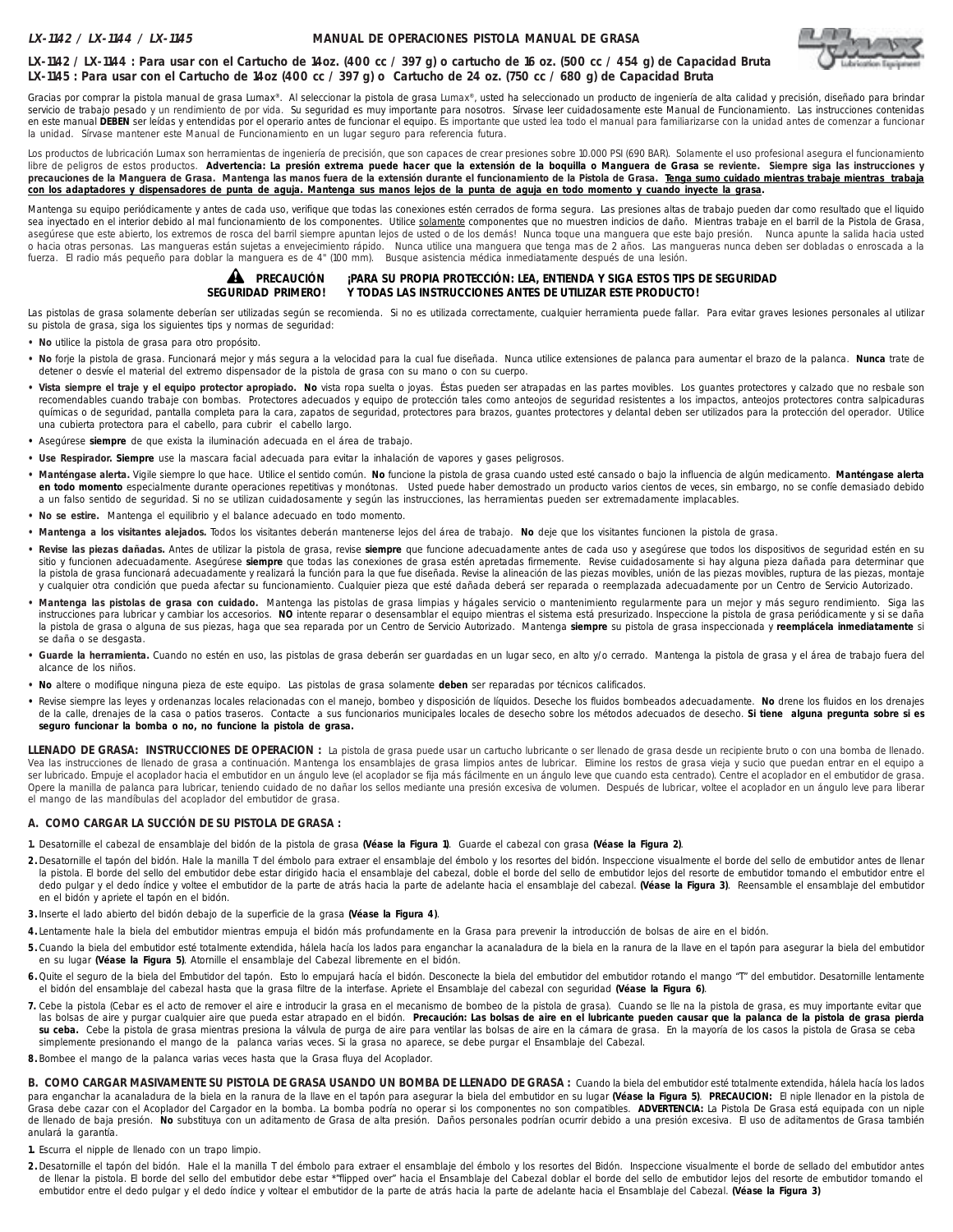LX-1142 / LX-1144 / LX-1145

# MANUAL DE OPERACIONES PISTOLA MANUAL DE GRASA

**LX-1142 / LX-1144 : Para usar con el Cartucho de 14oz. (400 cc / 397 g) o cartucho de 16 oz. (500 cc / 454 g) de Capacidad Bruta**
**LX-1145 : Para usar con el Cartucho de 14oz (400 cc / 397 g) o Cartucho de 24 oz. (750 cc / 680 g) de Capacidad Bruta**

Gracias por comprar la pistola manual de grasa Lumax®. Al seleccionar la pistola de grasa Lumax®, usted ha seleccionado un producto de ingeniería de alta calidad y precisión, diseñado para brindar servicio de trabajo pesado y un rendimiento de por vida. Su seguridad es muy importante para nosotros. Sírvase leer cuidadosamente este Manual de Funcionamiento. Las instrucciones contenidas en este manual **DEBEN** ser leídas y entendidas por el operario antes de funcionar el equipo. Es importante que usted lea todo el manual para familiarizarse con la unidad antes de comenzar a funcionar la unidad. Sírvase mantener este Manual de Funcionamiento en un lugar seguro para referencia futura.

Los productos de lubricación Lumax son herramientas de ingeniería de precisión, que son capaces de crear presiones sobre 10.000 PSI (690 BAR). Solamente el uso profesional asegura el funcionamiento libre de peligros de estos productos. **Advertencia: La presión extrema puede hacer que la extensión de la boquilla o Manguera de Grasa se reviente. Siempre siga las instrucciones y precauciones de la Manguera de Grasa. Mantenga las manos fuera de la extensión durante el funcionamiento de la Pistola de Grasa. Tenga sumo cuidado mientras trabaje mientras trabaja con los adaptadores y dispensadores de punta de aguja. Mantenga sus manos lejos de la punta de aguja en todo momento y cuando inyecte la grasa.**

Mantenga su equipo periódicamente y antes de cada uso, verifique que todas las conexiones estén cerrados de forma segura. Las presiones altas de trabajo pueden dar como resultado que el liquido sea inyectado en el interior debido al mal funcionamiento de los componentes. Utilice solamente componentes que no muestren indicios de daño. Mientras trabaje en el barril de la Pistola de Grasa, asegúrese que este abierto, los extremos de rosca del barril siempre apuntan lejos de usted o de los demás! Nunca toque una manguera que este bajo presión. Nunca apunte la salida hacia usted o hacia otras personas. Las mangueras están sujetas a envejecimiento rápido. Nunca utilice una manguera que tenga mas de 2 años. Las mangueras nunca deben ser dobladas o enroscada a la fuerza. El radio más pequeño para doblar la manguera es de 4" (100 mm). Busque asistencia médica inmediatamente después de una lesión.

**PRECAUCIÓN SEGURIDAD PRIMERO! ¡PARA SU PROPIA PROTECCIÓN: LEA, ENTIENDA Y SIGA ESTOS TIPS DE SEGURIDAD Y TODAS LAS INSTRUCCIONES ANTES DE UTILIZAR ESTE PRODUCTO!**

Las pistolas de grasa solamente deberían ser utilizadas según se recomienda. Si no es utilizada correctamente, cualquier herramienta puede fallar. Para evitar graves lesiones personales al utilizar su pistola de grasa, siga los siguientes tips y normas de seguridad:

- **No** utilice la pistola de grasa para otro propósito.
- **No** forje la pistola de grasa. Funcionará mejor y más segura a la velocidad para la cual fue diseñada. Nunca utilice extensiones de palanca para aumentar el brazo de la palanca. **Nunca** trate de detener o desvíe el material del extremo dispensador de la pistola de grasa con su mano o con su cuerpo.
- **Vista siempre el traje y el equipo protector apropiado. No** vista ropa suelta o joyas. Éstas pueden ser atrapadas en las partes movibles. Los guantes protectores y calzado que no resbale son recomendables cuando trabaje con bombas. Protectores adecuados y equipo de protección tales como anteojos de seguridad resistentes a los impactos, anteojos protectores contra salpicaduras químicas o de seguridad, pantalla completa para la cara, zapatos de seguridad, protectores para brazos, guantes protectores y delantal deben ser utilizados para la protección del operador. Utilice una cubierta protectora para el cabello, para cubrir el cabello largo.
- Asegúrese **siempre** de que exista la iluminación adecuada en el área de trabajo.
- **Use Respirador. Siempre** use la mascara facial adecuada para evitar la inhalación de vapores y gases peligrosos.
- **Manténgase alerta.** Vigile siempre lo que hace. Utilice el sentido común. **No** funcione la pistola de grasa cuando usted esté cansado o bajo la influencia de algún medicamento. **Manténgase alerta en todo momento** especialmente durante operaciones repetitivas y monótonas. Usted puede haber demostrado un producto varios cientos de veces, sin embargo, no se confíe demasiado debido a un falso sentido de seguridad. Si no se utilizan cuidadosamente y según las instrucciones, las herramientas pueden ser extremadamente implacables.
- **No se estire.** Mantenga el equilibrio y el balance adecuado en todo momento.
- **Mantenga a los visitantes alejados.** Todos los visitantes deberán mantenerse lejos del área de trabajo. **No** deje que los visitantes funcionen la pistola de grasa.
- **Revise las piezas dañadas.** Antes de utilizar la pistola de grasa, revise **siempre** que funcione adecuadamente antes de cada uso y asegúrese que todos los dispositivos de seguridad estén en su sitio y funcionen adecuadamente. Asegúrese **siempre** que todas las conexiones de grasa estén apretadas firmemente. Revise cuidadosamente si hay alguna pieza dañada para determinar que la pistola de grasa funcionará adecuadamente y realizará la función para la que fue diseñada. Revise la alineación de las piezas movibles, unión de las piezas movibles, ruptura de las piezas, montaje y cualquier otra condición que pueda afectar su funcionamiento. Cualquier pieza que esté dañada deberá ser reparada o reemplazada adecuadamente por un Centro de Servicio Autorizado.
- **Mantenga las pistolas de grasa con cuidado.** Mantenga las pistolas de grasa limpias y hágales servicio o mantenimiento regularmente para un mejor y más seguro rendimiento. Siga las instrucciones para lubricar y cambiar los accesorios. **NO** intente reparar o desensamblar el equipo mientras el sistema está presurizado. Inspeccione la pistola de grasa periódicamente y si se daña la pistola de grasa o alguna de sus piezas, haga que sea reparada por un Centro de Servicio Autorizado. Mantenga **siempre** su pistola de grasa inspeccionada y **reemplácela inmediatamente** si se daña o se desgasta.
- **Guarde la herramienta.** Cuando no estén en uso, las pistolas de grasa deberán ser guardadas en un lugar seco, en alto y/o cerrado. Mantenga la pistola de grasa y el área de trabajo fuera del alcance de los niños.
- **No** altere o modifique ninguna pieza de este equipo. Las pistolas de grasa solamente **deben** ser reparadas por técnicos calificados.
- Revise siempre las leyes y ordenanzas locales relacionadas con el manejo, bombeo y disposición de líquidos. Deseche los fluidos bombeados adecuadamente. **No** drene los fluidos en los drenajes de la calle, drenajes de la casa o patios traseros. Contacte a sus funcionarios municipales locales de desecho sobre los métodos adecuados de desecho. **Si tiene alguna pregunta sobre si es seguro funcionar la bomba o no, no funcione la pistola de grasa.**

**LLENADO DE GRASA: INSTRUCCIONES DE OPERACION :** La pistola de grasa puede usar un cartucho lubricante o ser llenado de grasa desde un recipiente bruto o con una bomba de llenado. Vea las instrucciones de llenado de grasa a continuación. Mantenga los ensamblajes de grasa limpios antes de lubricar. Elimine los restos de grasa vieja y sucio que puedan entrar en el equipo a ser lubricado. Empuje el acoplador hacia el embutidor en un ángulo leve (el acoplador se fija más fácilmente en un ángulo leve que cuando esta centrado). Centre el acoplador en el embutidor de grasa. Opere la manilla de palanca para lubricar, teniendo cuidado de no dañar los sellos mediante una presión excesiva de volumen. Después de lubricar, voltee el acoplador en un ángulo leve para liberar el mango de las mandíbulas del acoplador del embutidor de grasa.

## A. COMO CARGAR LA SUCCIÓN DE SU PISTOLA DE GRASA :

1. Desatornille el cabezal de ensamblaje del bidón de la pistola de grasa **(Véase la Figura 1)**. Guarde el cabezal con grasa **(Véase la Figura 2)**.
2. Desatornille el tapón del bidón. Hale la manilla T del émbolo para extraer el ensamblaje del émbolo y los resortes del bidón. Inspeccione visualmente el borde del sello de embutidor antes de llenar la pistola. El borde del sello del embutidor debe estar dirigido hacia el ensamblaje del cabezal, doble el borde del sello de embutidor lejos del resorte de embutidor tomando el embutidor entre el dedo pulgar y el dedo índice y voltee el embutidor de la parte de atrás hacia la parte de adelante hacia el ensamblaje del cabezal. **(Véase la Figura 3)**. Reensamble el ensamblaje del embutidor en el bidón y apriete el tapón en el bidón.
3. Inserte el lado abierto del bidón debajo de la superficie de la grasa **(Véase la Figura 4)**.
4. Lentamente hale la biela del embutidor mientras empuja el bidón más profundamente en la Grasa para prevenir la introducción de bolsas de aire en el bidón.
5. Cuando la biela del embutidor esté totalmente extendida, hálela hacía los lados para enganchar la acanaladura de la biela en la ranura de la llave en el tapón para asegurar la biela del embutidor en su lugar **(Véase la Figura 5)**. Atornille el ensamblaje del Cabezal libremente en el bidón.
6. Quite el seguro de la biela del Embutidor del tapón. Esto lo empujará hacía el bidón. Desconecte la biela del embutidor del embutidor rotando el mango "T" del embutidor. Desatornille lentamente el bidón del ensamblaje del cabezal hasta que la grasa filtre de la interfase. Apriete el Ensamblaje del cabezal con seguridad **(Véase la Figura 6)**.
7. Cebe la pistola (Cebar es el acto de remover el aire e introducir la grasa en el mecanismo de bombeo de la pistola de grasa). Cuando se lle na la pistola de grasa, es muy importante evitar que las bolsas de aire y purgar cualquier aire que pueda estar atrapado en el bidón. **Precaución: Las bolsas de aire en el lubricante pueden causar que la palanca de la pistola de grasa pierda su ceba.** Cebe la pistola de grasa mientras presiona la válvula de purga de aire para ventilar las bolsas de aire en la cámara de grasa. En la mayoría de los casos la pistola de Grasa se ceba simplemente presionando el mango de la palanca varias veces. Si la grasa no aparece, se debe purgar el Ensamblaje del Cabezal.
8. Bombee el mango de la palanca varias veces hasta que la Grasa fluya del Acoplador.

## B. COMO CARGAR MASIVAMENTE SU PISTOLA DE GRASA USANDO UN BOMBA DE LLENADO DE GRASA :

Cuando la biela del embutidor esté totalmente extendida, hálela hacía los lados para enganchar la acanaladura de la biela en la ranura de la llave en el tapón para asegurar la biela del embutidor en su lugar **(Véase la Figura 5)**. **PRECAUCION:** El niple llenador en la pistola de Grasa debe cazar con el Acoplador del Cargador en la bomba. La bomba podría no operar si los componentes no son compatibles. **ADVERTENCIA:** La Pistola De Grasa está equipada con un niple de llenado de baja presión. **No** substituya con un aditamento de Grasa de alta presión. Daños personales podrían ocurrir debido a una presión excesiva. El uso de aditamentos de Grasa también anulará la garantía.

1. Escurra el nipple de llenado con un trapo limpio.
2. Desatornille el tapón del bidón. Hale el la manilla T del émbolo para extraer el ensamblaje del émbolo y los resortes del Bidón. Inspeccione visualmente el borde de sellado del embutidor antes de llenar la pistola. El borde del sello del embutidor debe estar *"flipped over" hacia el Ensamblaje del Cabezal doblar el borde del sello de embutidor lejos del resorte de embutidor tomando el embutidor entre el dedo pulgar y el dedo índice y voltear el embutidor de la parte de atrás hacia la parte de adelante hacia el Ensamblaje del Cabezal. **(Véase la Figura 3)**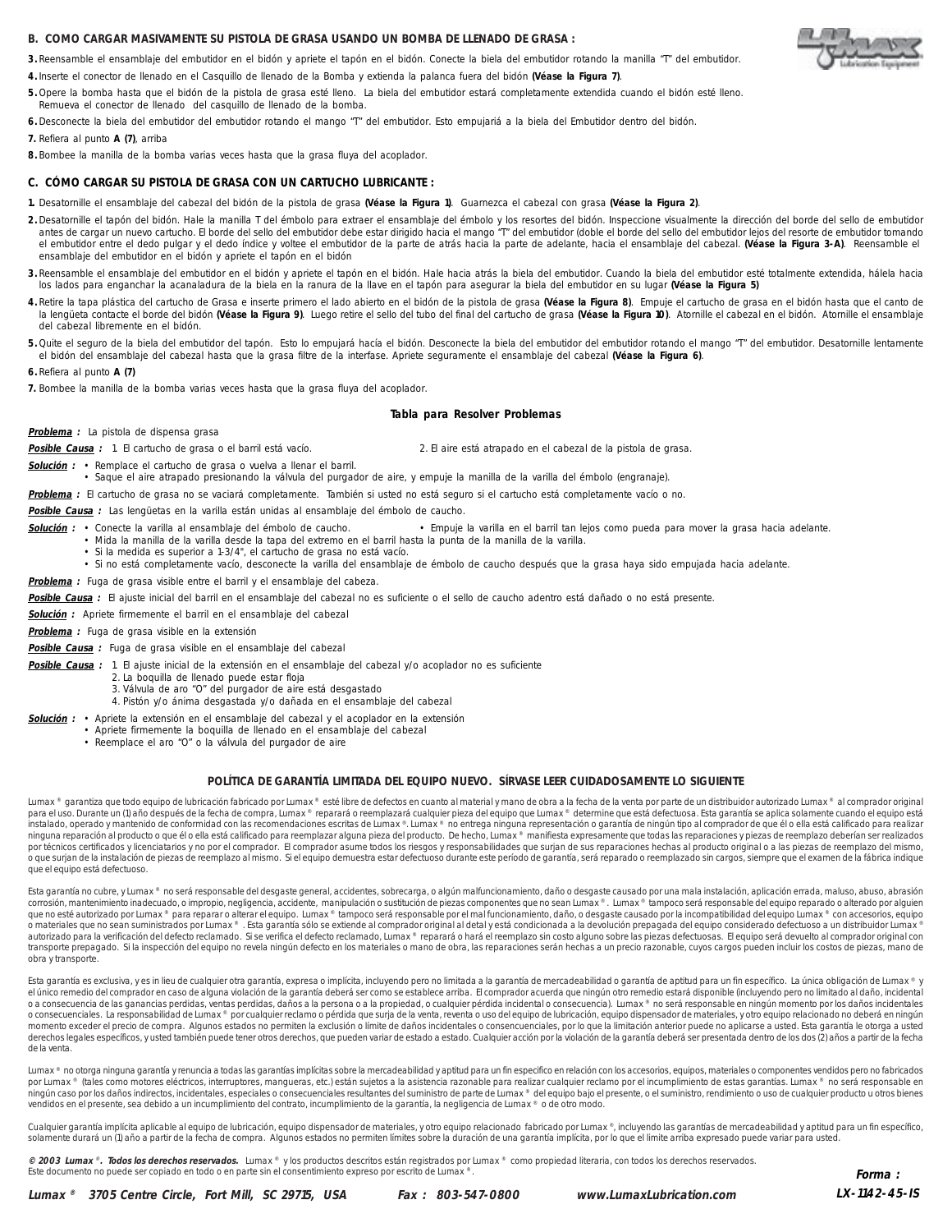## B. COMO CARGAR MASIVAMENTE SU PISTOLA DE GRASA USANDO UN BOMBA DE LLENADO DE GRASA :

**3.** Reensamble el ensamblaje del embutidor en el bidón y apriete el tapón en el bidón. Conecte la biela del embutidor rotando la manilla "T" del embutidor.

**4.** Inserte el conector de llenado en el Casquillo de llenado de la Bomba y extienda la palanca fuera del bidón **(Véase la Figura 7)**.

**5.** Opere la bomba hasta que el bidón de la pistola de grasa esté lleno. La biela del embutidor estará completamente extendida cuando el bidón esté lleno. Remueva el conector de llenado del casquillo de llenado de la bomba.

**6.** Desconecte la biela del embutidor del embutidor rotando el mango "T" del embutidor. Esto empujaría a la biela del Embutidor dentro del bidón.

**7.** Refiera al punto **A (7)**, arriba

**8.** Bombee la manilla de la bomba varias veces hasta que la grasa fluya del acoplador.

## C. CÓMO CARGAR SU PISTOLA DE GRASA CON UN CARTUCHO LUBRICANTE :

**1.** Desatornille el ensamblaje del cabezal del bidón de la pistola de grasa **(Véase la Figura 1)**. Guarnezca el cabezal con grasa **(Véase la Figura 2)**.

**2.** Desatornille el tapón del bidón. Hale la manilla T del émbolo para extraer el ensamblaje del émbolo y los resortes del bidón. Inspeccione visualmente la dirección del borde del sello de embutidor antes de cargar un nuevo cartucho. El borde del sello del embutidor debe estar dirigido hacia el mango "T" del embutidor (doble el borde del sello del embutidor lejos del resorte de embutidor tomando el embutidor entre el dedo pulgar y el dedo índice y voltee el embutidor de la parte de atrás hacia la parte de adelante, hacia el ensamblaje del cabezal. **(Véase la Figura 3-A)**. Reensamble el ensamblaje del embutidor en el bidón y apriete el tapón en el bidón

**3.** Reensamble el ensamblaje del embutidor en el bidón y apriete el tapón en el bidón. Hale hacia atrás la biela del embutidor. Cuando la biela del embutidor esté totalmente extendida, hálela hacia los lados para enganchar la acanaladura de la biela en la ranura de la llave en el tapón para asegurar la biela del embutidor en su lugar **(Véase la Figura 5)**

**4.** Retire la tapa plástica del cartucho de Grasa e inserte primero el lado abierto en el bidón de la pistola de grasa **(Véase la Figura 8)**. Empuje el cartucho de grasa en el bidón hasta que el canto de la lengüeta contacte el borde del bidón **(Véase la Figura 9)**. Luego retire el sello del tubo del final del cartucho de grasa **(Véase la Figura 10)**. Atornille el cabezal en el bidón. Atornille el ensamblaje del cabezal libremente en el bidón.

**5.** Quite el seguro de la biela del embutidor del tapón. Esto lo empujará hacía el bidón. Desconecte la biela del embutidor del embutidor rotando el mango "T" del embutidor. Desatornille lentamente el bidón del ensamblaje del cabezal hasta que la grasa filtre de la interfase. Apriete seguramente el ensamblaje del cabezal **(Véase la Figura 6)**.

**6.** Refiera al punto **A (7)**

**7.** Bombee la manilla de la bomba varias veces hasta que la grasa fluya del acoplador.

### Tabla para Resolver Problemas

***Problema :*** La pistola de dispensa grasa

***Posible Causa :*** 1. El cartucho de grasa o el barril está vacío. 2. El aire está atrapado en el cabezal de la pistola de grasa.

***Solución :***
- Remplace el cartucho de grasa o vuelva a llenar el barril.
- Saque el aire atrapado presionando la válvula del purgador de aire, y empuje la manilla de la varilla del émbolo (engranaje).

***Problema :*** El cartucho de grasa no se vaciará completamente. También si usted no está seguro si el cartucho está completamente vacío o no.

***Posible Causa :*** Las lengüetas en la varilla están unidas al ensamblaje del émbolo de caucho.

***Solución :***
- Conecte la varilla al ensamblaje del émbolo de caucho.
- Empuje la varilla en el barril tan lejos como pueda para mover la grasa hacia adelante.
- Mida la manilla de la varilla desde la tapa del extremo en el barril hasta la punta de la manilla de la varilla.
- Si la medida es superior a 1-3/4", el cartucho de grasa no está vacío.
- Si no está completamente vacío, desconecte la varilla del ensamblaje de émbolo de caucho después que la grasa haya sido empujada hacia adelante.

***Problema :*** Fuga de grasa visible entre el barril y el ensamblaje del cabeza.

***Posible Causa :*** El ajuste inicial del barril en el ensamblaje del cabezal no es suficiente o el sello de caucho adentro está dañado o no está presente.

***Solución :*** Apriete firmemente el barril en el ensamblaje del cabezal

***Problema :*** Fuga de grasa visible en la extensión

***Posible Causa :*** Fuga de grasa visible en el ensamblaje del cabezal

***Posible Causa :***
1. El ajuste inicial de la extensión en el ensamblaje del cabezal y/o acoplador no es suficiente
2. La boquilla de llenado puede estar floja
3. Válvula de aro "O" del purgador de aire está desgastado
4. Pistón y/o ánima desgastada y/o dañada en el ensamblaje del cabezal

***Solución :***
- Apriete la extensión en el ensamblaje del cabezal y el acoplador en la extensión
- Apriete firmemente la boquilla de llenado en el ensamblaje del cabezal
- Reemplace el aro "O" o la válvula del purgador de aire

### POLÍTICA DE GARANTÍA LIMITADA DEL EQUIPO NUEVO. SÍRVASE LEER CUIDADOSAMENTE LO SIGUIENTE

Lumax ® garantiza que todo equipo de lubricación fabricado por Lumax ® esté libre de defectos en cuanto al material y mano de obra a la fecha de la venta por parte de un distribuidor autorizado Lumax ® al comprador original para el uso. Durante un (1) año después de la fecha de compra, Lumax ® reparará o reemplazará cualquier pieza del equipo que Lumax ® determine que está defectuosa. Esta garantía se aplica solamente cuando el equipo está instalado, operado y mantenido de conformidad con las recomendaciones escritas de Lumax ®. Lumax ® no entrega ninguna representación o garantía de ningún tipo al comprador de que él o ella está calificado para realizar ninguna reparación al producto o que él o ella está calificado para reemplazar alguna pieza del producto. De hecho, Lumax ® manifiesta expresamente que todas las reparaciones y piezas de reemplazo deberían ser realizados por técnicos certificados y licenciatarios y no por el comprador. El comprador asume todos los riesgos y responsabilidades que surjan de sus reparaciones hechas al producto original o a las piezas de reemplazo del mismo, o que surjan de la instalación de piezas de reemplazo al mismo. Si el equipo demuestra estar defectuoso durante este período de garantía, será reparado o reemplazado sin cargos, siempre que el examen de la fábrica indique que el equipo está defectuoso.

Esta garantía no cubre, y Lumax ® no será responsable del desgaste general, accidentes, sobrecarga, o algún malfuncionamiento, daño o desgaste causado por una mala instalación, aplicación errada, maluso, abuso, abrasión corrosión, mantenimiento inadecuado, o impropio, negligencia, accidente, manipulación o sustitución de piezas componentes que no sean Lumax ®. Lumax ® tampoco será responsable del equipo reparado o alterado por alguien que no esté autorizado por Lumax ® para reparar o alterar el equipo. Lumax ® tampoco será responsable por el mal funcionamiento, daño, o desgaste causado por la incompatibilidad del equipo Lumax ® con accesorios, equipo o materiales que no sean suministrados por Lumax ®. Esta garantía sólo se extiende al comprador original al detal y está condicionada a la devolución prepagada del equipo considerado defectuoso a un distribuidor Lumax ® autorizado para la verificación del defecto reclamado. Si se verifica el defecto reclamado, Lumax ® reparará o hará el reemplazo sin costo alguno sobre las piezas defectuosas. El equipo será devuelto al comprador original con transporte prepagado. Si la inspección del equipo no revela ningún defecto en los materiales o mano de obra, las reparaciones serán hechas a un precio razonable, cuyos cargos pueden incluir los costos de piezas, mano de obra y transporte.

Esta garantía es exclusiva, y es in lieu de cualquier otra garantía, expresa o implícita, incluyendo pero no limitada a la garantía de mercadeabilidad o garantía de aptitud para un fin específico. La única obligación de Lumax ® y el único remedio del comprador en caso de alguna violación de la garantía deberá ser como se establece arriba. El comprador acuerda que ningún otro remedio estará disponible (incluyendo pero no limitado al daño, incidental o a consecuencia de las ganancias perdidas, ventas perdidas, daños a la persona o a la propiedad, o cualquier pérdida incidental o consecuencia). Lumax ® no será responsable en ningún momento por los daños incidentales o consecuenciales. La responsabilidad de Lumax ® por cualquier reclamo o pérdida que surja de la venta, reventa o uso del equipo de lubricación, equipo dispensador de materiales, y otro equipo relacionado no deberá en ningún momento exceder el precio de compra. Algunos estados no permiten la exclusión o límite de daños incidentales o consencuenciales, por lo que la limitación anterior puede no aplicarse a usted. Esta garantía le otorga a usted derechos legales específicos, y usted también puede tener otros derechos, que pueden variar de estado a estado. Cualquier acción por la violación de la garantía deberá ser presentada dentro de los dos (2) años a partir de la fecha de la venta.

Lumax ® no otorga ninguna garantía y renuncia a todas las garantías implícitas sobre la mercadeabilidad y aptitud para un fin especifico en relación con los accesorios, equipos, materiales o componentes vendidos pero no fabricados por Lumax ® (tales como motores eléctricos, interruptores, mangueras, etc.) están sujetos a la asistencia razonable para realizar cualquier reclamo por el incumplimiento de estas garantías. Lumax ® no será responsable en ningún caso por los daños indirectos, incidentales, especiales o consecuenciales resultantes del suministro de parte de Lumax ® del equipo bajo el presente, o el suministro, rendimiento o uso de cualquier producto u otros bienes vendidos en el presente, sea debido a un incumplimiento del contrato, incumplimiento de la garantía, la negligencia de Lumax ® o de otro modo.

Cualquier garantía implícita aplicable al equipo de lubricación, equipo dispensador de materiales, y otro equipo relacionado fabricado por Lumax ®, incluyendo las garantías de mercadeabilidad y aptitud para un fin específico, solamente durará un (1) año a partir de la fecha de compra. Algunos estados no permiten límites sobre la duración de una garantía implícita, por lo que el limite arriba expresado puede variar para usted.

***© 2003 Lumax ®. Todos los derechos reservados.*** Lumax ® y los productos descritos están registrados por Lumax ® como propiedad literaria, con todos los derechos reservados. Este documento no puede ser copiado en todo o en parte sin el consentimiento expreso por escrito de Lumax ®.

***Forma : LX-1142-45-IS***

***Lumax ® 3705 Centre Circle, Fort Mill, SC 29715, USA Fax : 803-547-0800 www.LumaxLubrication.com***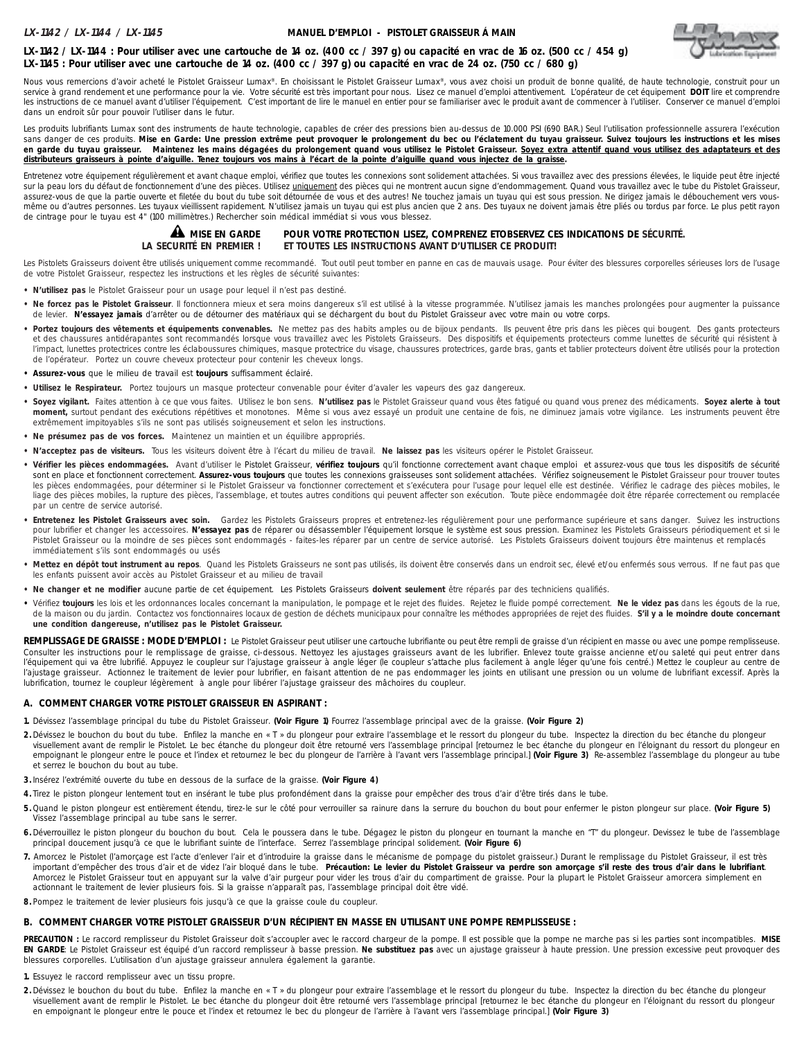LX-1142 / LX-1144 / LX-1145 **MANUEL D'EMPLOI - PISTOLET GRAISSEUR Á MAIN**

**LX-1142 / LX-1144 : Pour utiliser avec une cartouche de 14 oz. (400 cc / 397 g) ou capacité en vrac de 16 oz. (500 cc / 454 g)**
**LX-1145 : Pour utiliser avec une cartouche de 14 oz. (400 cc / 397 g) ou capacité en vrac de 24 oz. (750 cc / 680 g)**

Nous vous remercions d'avoir acheté le Pistolet Graisseur Lumax®. En choisissant le Pistolet Graisseur Lumax®, vous avez choisi un produit de bonne qualité, de haute technologie, construit pour un service à grand rendement et une performance pour la vie. Votre sécurité est très important pour nous. Lisez ce manuel d'emploi attentivement. L'opérateur de cet équipement **DOIT** lire et comprendre les instructions de ce manuel avant d'utiliser l'équipement. C'est important de lire le manuel en entier pour se familiariser avec le produit avant de commencer à l'utiliser. Conserver ce manuel d'emploi dans un endroit sûr pour pouvoir l'utiliser dans le futur.

Les produits lubrifiants Lumax sont des instruments de haute technologie, capables de créer des pressions bien au-dessus de 10.000 PSI (690 BAR.) Seul l'utilisation professionnelle assurera l'exécution sans danger de ces produits. **Mise en Garde: Une pression extrême peut provoquer le prolongement du bec ou l'éclatement du tuyau graisseur. Suivez toujours les instructions et les mises en garde du tuyau graisseur. Maintenez les mains dégagées du prolongement quand vous utilisez le Pistolet Graisseur. Soyez extra attentif quand vous utilisez des adaptateurs et des distributeurs graisseurs à pointe d'aiguille. Tenez toujours vos mains à l'écart de la pointe d'aiguille quand vous injectez de la graisse.**

Entretenez votre équipement régulièrement et avant chaque emploi, vérifiez que toutes les connexions sont solidement attachées. Si vous travaillez avec des pressions élevées, le liquide peut être injecté sur la peau lors du défaut de fonctionnement d'une des pièces. Utilisez uniquement des pièces qui ne montrent aucun signe d'endommagement. Quand vous travaillez avec le tube du Pistolet Graisseur, assurez-vous de que la partie ouverte et filetée du bout du tube soit détournée de vous et des autres! Ne touchez jamais un tuyau qui est sous pression. Ne dirigez jamais le débouchement vers vous-même ou d'autres personnes. Les tuyaux vieillissent rapidement. N'utilisez jamais un tuyau qui est plus ancien que 2 ans. Des tuyaux ne doivent jamais être pliés ou tordus par force. Le plus petit rayon de cintrage pour le tuyau est 4" (100 millimètres.) Rechercher soin médical immédiat si vous vous blessez.

**⚠ MISE EN GARDE — POUR VOTRE PROTECTION LISEZ, COMPRENEZ ETOBSERVEZ CES INDICATIONS DE SÉCURITÉ.**
**LA SECURITÉ EN PREMIER ! — ET TOUTES LES INSTRUCTIONS AVANT D'UTILISER CE PRODUIT!**

Les Pistolets Graisseurs doivent être utilisés uniquement comme recommandé. Tout outil peut tomber en panne en cas de mauvais usage. Pour éviter des blessures corporelles sérieuses lors de l'usage de votre Pistolet Graisseur, respectez les instructions et les règles de sécurité suivantes:

- **N'utilisez pas** le Pistolet Graisseur pour un usage pour lequel il n'est pas destiné.
- **Ne forcez pas le Pistolet Graisseur**. Il fonctionnera mieux et sera moins dangereux s'il est utilisé à la vitesse programmée. N'utilisez jamais les manches prolongées pour augmenter la puissance de levier. **N'essayez jamais** d'arrêter ou de détourner des matériaux qui se déchargent du bout du Pistolet Graisseur avec votre main ou votre corps.
- **Portez toujours des vêtements et équipements convenables.** Ne mettez pas des habits amples ou de bijoux pendants. Ils peuvent être pris dans les pièces qui bougent. Des gants protecteurs et des chaussures antidérapantes sont recommandés lorsque vous travaillez avec les Pistolets Graisseurs. Des dispositifs et équipements protecteurs comme lunettes de sécurité qui résistent à l'impact, lunettes protectrices contre les éclaboussures chimiques, masque protectrice du visage, chaussures protectrices, garde bras, gants et tablier protecteurs doivent être utilisés pour la protection de l'opérateur. Portez un couvre cheveux protecteur pour contenir les cheveux longs.
- **Assurez-vous** que le milieu de travail est **toujours** suffisamment éclairé.
- **Utilisez le Respirateur.** Portez toujours un masque protecteur convenable pour éviter d'avaler les vapeurs des gaz dangereux.
- **Soyez vigilant.** Faites attention à ce que vous faites. Utilisez le bon sens. **N'utilisez pas** le Pistolet Graisseur quand vous êtes fatigué ou quand vous prenez des médicaments. **Soyez alerte à tout moment,** surtout pendant des exécutions répétitives et monotones. Même si vous avez essayé un produit une centaine de fois, ne diminuez jamais votre vigilance. Les instruments peuvent être extrêmement impitoyables s'ils ne sont pas utilisés soigneusement et selon les instructions.
- **Ne présumez pas de vos forces.** Maintenez un maintien et un équilibre appropriés.
- **N'acceptez pas de visiteurs.** Tous les visiteurs doivent être à l'écart du milieu de travail. **Ne laissez pas** les visiteurs opérer le Pistolet Graisseur.
- **Vérifier les pièces endommagées.** Avant d'utiliser le Pistolet Graisseur, **vérifiez toujours** qu'il fonctionne correctement avant chaque emploi et assurez-vous que tous les dispositifs de sécurité sont en place et fonctionnent correctement. **Assurez-vous toujours** que toutes les connexions graisseuses sont solidement attachées. Vérifiez soigneusement le Pistolet Graisseur pour trouver toutes les pièces endommagées, pour déterminer si le Pistolet Graisseur va fonctionner correctement et s'exécutera pour l'usage pour lequel elle est destinée. Vérifiez le cadrage des pièces mobiles, le liage des pièces mobiles, la rupture des pièces, l'assemblage, et toutes autres conditions qui peuvent affecter son exécution. Toute pièce endommagée doit être réparée correctement ou remplacée par un centre de service autorisé.
- **Entretenez les Pistolets Graisseurs avec soin.** Gardez les Pistolets Graisseurs propres et entretenez-les régulièrement pour une performance supérieure et sans danger. Suivez les instructions pour lubrifier et changer les accessoires. **N'essayez pas** de réparer ou désassembler l'équipement lorsque le système est sous pression. Examinez les Pistolets Graisseurs périodiquement et si le Pistolet Graisseur ou la moindre de ses pièces sont endommagés - faites-les réparer par un centre de service autorisé. Les Pistolets Graisseurs doivent toujours être maintenus et remplacés immédiatement s'ils sont endommagés ou usés
- **Mettez en dépôt tout instrument au repos**. Quand les Pistolets Graisseurs ne sont pas utilisés, ils doivent être conservés dans un endroit sec, élevé et/ou enfermés sous verrous. Il ne faut pas que les enfants puissent avoir accès au Pistolet Graisseur et au milieu de travail
- **Ne changer et ne modifier** aucune partie de cet équipement. Les Pistolets Graisseurs **doivent seulement** être réparés par des techniciens qualifiés.
- Vérifiez **toujours** les lois et les ordonnances locales concernant la manipulation, le pompage et le rejet des fluides. Rejetez le fluide pompé correctement. **Ne le videz pas** dans les égouts de la rue, de la maison ou du jardin. Contactez vos fonctionnaires locaux de gestion de déchets municipaux pour connaître les méthodes appropriées de rejet des fluides. **S'il y a le moindre doute concernant une condition dangereuse, n'utilisez pas le Pistolet Graisseur.**

**REMPLISSAGE DE GRAISSE : MODE D'EMPLOI :** Le Pistolet Graisseur peut utiliser une cartouche lubrifiante ou peut être rempli de graisse d'un récipient en masse ou avec une pompe remplisseuse. Consulter les instructions pour le remplissage de graisse, ci-dessous. Nettoyez les ajustages graisseurs avant de les lubrifier. Enlevez toute graisse ancienne et/ou saleté qui peut entrer dans l'équipement qui va être lubrifié. Appuyez le coupleur sur l'ajustage graisseur à angle léger (le coupleur s'attache plus facilement à angle léger qu'une fois centré.) Mettez le coupleur au centre de l'ajustage graisseur. Actionnez le traitement de levier pour lubrifier, en faisant attention de ne pas endommager les joints en utilisant une pression ou un volume de lubrifiant excessif. Après la lubrification, tournez le coupleur légèrement à angle pour libérer l'ajustage graisseur des mâchoires du coupleur.

## A. COMMENT CHARGER VOTRE PISTOLET GRAISSEUR EN ASPIRANT :

1. Dévissez l'assemblage principal du tube du Pistolet Graisseur. **(Voir Figure 1)** Fourrez l'assemblage principal avec de la graisse. **(Voir Figure 2)**
2. Dévissez le bouchon du bout du tube. Enfilez la manche en « T » du plongeur pour extraire l'assemblage et le ressort du plongeur du tube. Inspectez la direction du bec étanche du plongeur visuellement avant de remplir le Pistolet. Le bec étanche du plongeur doit être retourné vers l'assemblage principal [retournez le bec étanche du plongeur en l'éloignant du ressort du plongeur en empoignant le plongeur entre le pouce et l'index et retournez le bec du plongeur de l'arrière à l'avant vers l'assemblage principal.] **(Voir Figure 3)** Re-assemblez l'assemblage du plongeur au tube et serrez le bouchon du bout au tube.
3. Insérez l'extrémité ouverte du tube en dessous de la surface de la graisse. **(Voir Figure 4)**
4. Tirez le piston plongeur lentement tout en insérant le tube plus profondément dans la graisse pour empêcher des trous d'air d'être tirés dans le tube.
5. Quand le piston plongeur est entièrement étendu, tirez-le sur le côté pour verrouiller sa rainure dans la serrure du bouchon du bout pour enfermer le piston plongeur sur place. **(Voir Figure 5)** Vissez l'assemblage principal au tube sans le serrer.
6. Déverrouillez le piston plongeur du bouchon du bout. Cela le poussera dans le tube. Dégagez le piston du plongeur en tournant la manche en "T" du plongeur. Devissez le tube de l'assemblage principal doucement jusqu'à ce que le lubrifiant suinte de l'interface. Serrez l'assemblage principal solidement. **(Voir Figure 6)**
7. Amorcez le Pistolet (l'amorçage est l'acte d'enlever l'air et d'introduire la graisse dans le mécanisme de pompage du pistolet graisseur.) Durant le remplissage du Pistolet Graisseur, il est très important d'empêcher des trous d'air et de videz l'air bloqué dans le tube. **Précaution: Le levier du Pistolet Graisseur va perdre son amorçage s'il reste des trous d'air dans le lubrifiant**. Amorcez le Pistolet Graisseur tout en appuyant sur la valve d'air purgeur pour vider les trous d'air du compartiment de graisse. Pour la plupart le Pistolet Graisseur amorcera simplement en actionnant le traitement de levier plusieurs fois. Si la graisse n'apparaît pas, l'assemblage principal doit être vidé.
8. Pompez le traitement de levier plusieurs fois jusqu'à ce que la graisse coule du coupleur.

## B. COMMENT CHARGER VOTRE PISTOLET GRAISSEUR D'UN RÉCIPIENT EN MASSE EN UTILISANT UNE POMPE REMPLISSEUSE :

**PRECAUTION :** Le raccord remplisseur du Pistolet Graisseur doit s'accoupler avec le raccord chargeur de la pompe. Il est possible que la pompe ne marche pas si les parties sont incompatibles. **MISE EN GARDE**: Le Pistolet Graisseur est équipé d'un raccord remplisseur à basse pression. **Ne substituez pas** avec un ajustage graisseur à haute pression. Une pression excessive peut provoquer des blessures corporelles. L'utilisation d'un ajustage graisseur annulera également la garantie.

1. Essuyez le raccord remplisseur avec un tissu propre.
2. Dévissez le bouchon du bout du tube. Enfilez la manche en « T » du plongeur pour extraire l'assemblage et le ressort du plongeur du tube. Inspectez la direction du bec étanche du plongeur visuellement avant de remplir le Pistolet. Le bec étanche du plongeur doit être retourné vers l'assemblage principal [retournez le bec étanche du plongeur en l'éloignant du ressort du plongeur en empoignant le plongeur entre le pouce et l'index et retournez le bec du plongeur de l'arrière à l'avant vers l'assemblage principal.] **(Voir Figure 3)**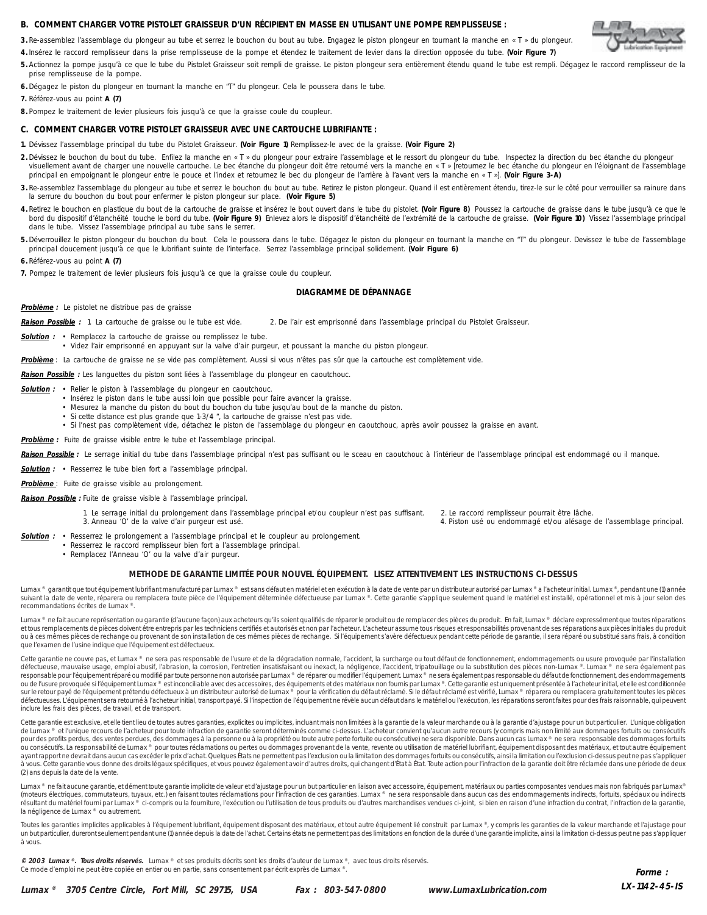## B. COMMENT CHARGER VOTRE PISTOLET GRAISSEUR D'UN RÉCIPIENT EN MASSE EN UTILISANT UNE POMPE REMPLISSEUSE :

3. Re-assemblez l'assemblage du plongeur au tube et serrez le bouchon du bout au tube. Engagez le piston plongeur en tournant la manche en « T » du plongeur.
4. Insérez le raccord remplisseur dans la prise remplisseuse de la pompe et étendez le traitement de levier dans la direction opposée du tube. **(Voir Figure 7)**
5. Actionnez la pompe jusqu'à ce que le tube du Pistolet Graisseur soit rempli de graisse. Le piston plongeur sera entièrement étendu quand le tube est rempli. Dégagez le raccord remplisseur de la prise remplisseuse de la pompe.
6. Dégagez le piston du plongeur en tournant la manche en "T" du plongeur. Cela le poussera dans le tube.
7. Référez-vous au point **A (7)**
8. Pompez le traitement de levier plusieurs fois jusqu'à ce que la graisse coule du coupleur.

## C. COMMENT CHARGER VOTRE PISTOLET GRAISSEUR AVEC UNE CARTOUCHE LUBRIFIANTE :

1. Dévissez l'assemblage principal du tube du Pistolet Graisseur. **(Voir Figure 1)** Remplissez-le avec de la graisse. **(Voir Figure 2)**
2. Dévissez le bouchon du bout du tube. Enfilez la manche en « T » du plongeur pour extraire l'assemblage et le ressort du plongeur du tube. Inspectez la direction du bec étanche du plongeur visuellement avant de charger une nouvelle cartouche. Le bec étanche du plongeur doit être retourné vers la manche en « T » [retournez le bec étanche du plongeur en l'éloignant de l'assemblage principal en empoignant le plongeur entre le pouce et l'index et retournez le bec du plongeur de l'arrière à l'avant vers la manche en « T »]. **(Voir Figure 3-A)**
3. Re-assemblez l'assemblage du plongeur au tube et serrez le bouchon du bout au tube. Retirez le piston plongeur. Quand il est entièrement étendu, tirez-le sur le côté pour verrouiller sa rainure dans la serrure du bouchon du bout pour enfermer le piston plongeur sur place. **(Voir Figure 5)**
4. Retirez le bouchon en plastique du bout de la cartouche de graisse et insérez le bout ouvert dans le tube du pistolet. **(Voir Figure 8)** Poussez la cartouche de graisse dans le tube jusqu'à ce que le bord du dispositif d'étanchéité touche le bord du tube. **(Voir Figure 9)** Enlevez alors le dispositif d'étanchéité de l'extrémité de la cartouche de graisse. **(Voir Figure 10)** Vissez l'assemblage principal dans le tube. Vissez l'assemblage principal au tube sans le serrer.
5. Déverrouillez le piston plongeur du bouchon du bout. Cela le poussera dans le tube. Dégagez le piston du plongeur en tournant la manche en "T" du plongeur. Devissez le tube de l'assemblage principal doucement jusqu'à ce que le lubrifiant suinte de l'interface. Serrez l'assemblage principal solidement. **(Voir Figure 6)**
6. Référez-vous au point **A (7)**
7. Pompez le traitement de levier plusieurs fois jusqu'à ce que la graisse coule du coupleur.

## DIAGRAMME DE DÉPANNAGE

***Problème :*** Le pistolet ne distribue pas de graisse

***Raison Possible :*** 1. La cartouche de graisse ou le tube est vide. 2. De l'air est emprisonné dans l'assemblage principal du Pistolet Graisseur.

***Solution :***
- Remplacez la cartouche de graisse ou remplissez le tube.
- Videz l'air emprisonné en appuyant sur la valve d'air purgeur, et poussant la manche du piston plongeur.

***Problème*** : La cartouche de graisse ne se vide pas complètement. Aussi si vous n'êtes pas sûr que la cartouche est complètement vide.

***Raison Possible :*** Les languettes du piston sont liées à l'assemblage du plongeur en caoutchouc.

***Solution :***
- Relier le piston à l'assemblage du plongeur en caoutchouc.
- Insérez le piston dans le tube aussi loin que possible pour faire avancer la graisse.
- Mesurez la manche du piston du bout du bouchon du tube jusqu'au bout de la manche du piston.
- Si cette distance est plus grande que 1-3/4 ", la cartouche de graisse n'est pas vide.
- Si l'nest pas complètement vide, détachez le piston de l'assemblage du plongeur en caoutchouc, après avoir poussez la graisse en avant.

***Problème :*** Fuite de graisse visible entre le tube et l'assemblage principal.

***Raison Possible :*** Le serrage initial du tube dans l'assemblage principal n'est pas suffisant ou le sceau en caoutchouc à l'intérieur de l'assemblage principal est endommagé ou il manque.

***Solution :***
- Resserrez le tube bien fort a l'assemblage principal.

***Problème*** : Fuite de graisse visible au prolongement.

***Raison Possible :*** Fuite de graisse visible à l'assemblage principal.

1. Le serrage initial du prolongement dans l'assemblage principal et/ou coupleur n'est pas suffisant.
2. Le raccord remplisseur pourrait être lâche.
3. Anneau 'O' de la valve d'air purgeur est usé.
4. Piston usé ou endommagé et/ou alésage de l'assemblage principal.

***Solution :***
- Resserrez le prolongement a l'assemblage principal et le coupleur au prolongement.
- Resserrez le raccord remplisseur bien fort a l'assemblage principal.
- Remplacez l'Anneau 'O' ou la valve d'air purgeur.

## METHODE DE GARANTIE LIMITÉE POUR NOUVEL ÉQUIPEMENT. LISEZ ATTENTIVEMENT LES INSTRUCTIONS CI-DESSUS

Lumax ® garantit que tout équipement lubrifiant manufacturé par Lumax ® est sans défaut en matériel et en exécution à la date de vente par un distributeur autorisé par Lumax ® a l'acheteur initial. Lumax ®, pendant une (1) année suivant la date de vente, réparera ou remplacera toute pièce de l'équipement déterminée défectueuse par Lumax ®. Cette garantie s'applique seulement quand le matériel est installé, opérationnel et mis à jour selon des recommandations écrites de Lumax ®.

Lumax ® ne fait aucune représentation ou garantie (d'aucune façon) aux acheteurs qu'ils soient qualifiés de réparer le produit ou de remplacer des pièces du produit. En fait, Lumax ® déclare expressément que toutes réparations et tous remplacements de pièces doivent être entrepris par les techniciens certifiés et autorisés et non par l'acheteur. L'acheteur assume tous risques et responsabilités provenant de ses réparations aux pièces initiales du produit ou à ces mêmes pièces de rechange ou provenant de son installation de ces mêmes pièces de rechange. Si l'équipement s'avère défectueux pendant cette période de garantie, il sera réparé ou substitué sans frais, à condition que l'examen de l'usine indique que l'équipement est défectueux.

Cette garantie ne couvre pas, et Lumax ® ne sera pas responsable de l'usure et de la dégradation normale, l'accident, la surcharge ou tout défaut de fonctionnement, endommagements ou usure provoquée par l'installation défectueuse, mauvaise usage, emploi abusif, l'abrasion, la corrosion, l'entretien insatisfaisant ou inexact, la négligence, l'accident, tripatouillage ou la substitution des pièces non-Lumax ®. Lumax ® ne sera également pas responsable pour l'équipement réparé ou modifié par toute personne non autorisée par Lumax ® de réparer ou modifier l'équipement. Lumax ® ne sera également pas responsable du défaut de fonctionnement, des endommagements ou de l'usure provoquée si l'équipement Lumax ® est inconciliable avec des accessoires, des équipements et des matériaux non fournis par Lumax ®. Cette garantie est uniquement présentée à l'acheteur initial, et elle est conditionnée sur le retour payé de l'équipement prétendu défectueux à un distributeur autorisé de Lumax ® pour la vérification du défaut réclamé. Si le défaut réclamé est vérifié, Lumax ® réparera ou remplacera gratuitement toutes les pièces défectueuses. L'équipement sera retourné à l'acheteur initial, transport payé. Si l'inspection de l'équipement ne révèle aucun défaut dans le matériel ou l'exécution, les réparations seront faites pour des frais raisonnable, qui peuvent inclure les frais des pièces, de travail, et de transport.

Cette garantie est exclusive, et elle tient lieu de toutes autres garanties, explicites ou implicites, incluant mais non limitées à la garantie de la valeur marchande ou à la garantie d'ajustage pour un but particulier. L'unique obligation de Lumax ® et l'unique recours de l'acheteur pour toute infraction de garantie seront déterminés comme ci-dessus. L'acheteur convient qu'aucun autre recours (y compris mais non limité aux dommages fortuits ou consécutifs pour des profits perdus, des ventes perdues, des dommages à la personne ou à la propriété ou toute autre perte fortuite ou consécutive) ne sera disponible. Dans aucun cas Lumax ® ne sera responsable des dommages fortuits ou consécutifs. La responsabilité de Lumax ® pour toutes réclamations ou pertes ou dommages provenant de la vente, revente ou utilisation de matériel lubrifiant, équipement disposant des matériaux, et tout autre équipement ayant rapport ne devrait dans aucun cas excéder le prix d'achat. Quelques États ne permettent pas l'exclusion ou la limitation des dommages fortuits ou consécutifs, ainsi la limitation ou l'exclusion ci-dessus peut ne pas s'appliquer à vous. Cette garantie vous donne des droits légaux spécifiques, et vous pouvez également avoir d'autres droits, qui changent d'État à État. Toute action pour l'infraction de la garantie doit être réclamée dans une période de deux (2) ans depuis la date de la vente.

Lumax ® ne fait aucune garantie, et dément toute garantie implicite de valeur et d'ajustage pour un but particulier en liaison avec accessoire, équipement, matériaux ou parties composantes vendues mais non fabriqués par Lumax ® (moteurs électriques, commutateurs, tuyaux, etc.) en faisant toutes réclamations pour l'infraction de ces garanties. Lumax ® ne sera responsable dans aucun cas des endommagements indirects, fortuits, spéciaux ou indirects résultant du matériel fourni par Lumax ® ci-compris ou la fourniture, l'exécution ou l'utilisation de tous produits ou d'autres marchandises vendues ci-joint, si bien en raison d'une infraction du contrat, l'infraction de la garantie, la négligence de Lumax ® ou autrement.

Toutes les garanties implicites applicables à l'équipement lubrifiant, équipement disposant des matériaux, et tout autre équipement lié construit par Lumax ®, y compris les garanties de la valeur marchande et l'ajustage pour un but particulier, dureront seulement pendant une (1) année depuis la date de l'achat. Certains états ne permettent pas des limitations en fonction de la durée d'une garantie implicite, ainsi la limitation ci-dessus peut ne pas s'appliquer à vous.

***© 2003 Lumax ®. Tous droits réservés.*** Lumax ® et ses produits décrits sont les droits d'auteur de Lumax ®, avec tous droits réservés.
Ce mode d'emploi ne peut être copiée en entier ou en partie, sans consentement par écrit exprès de Lumax ®.

***Lumax ® 3705 Centre Circle, Fort Mill, SC 29715, USA*** ***Fax : 803-547-0800*** ***www.LumaxLubrication.com***

***Forme : LX-1142-45-IS***